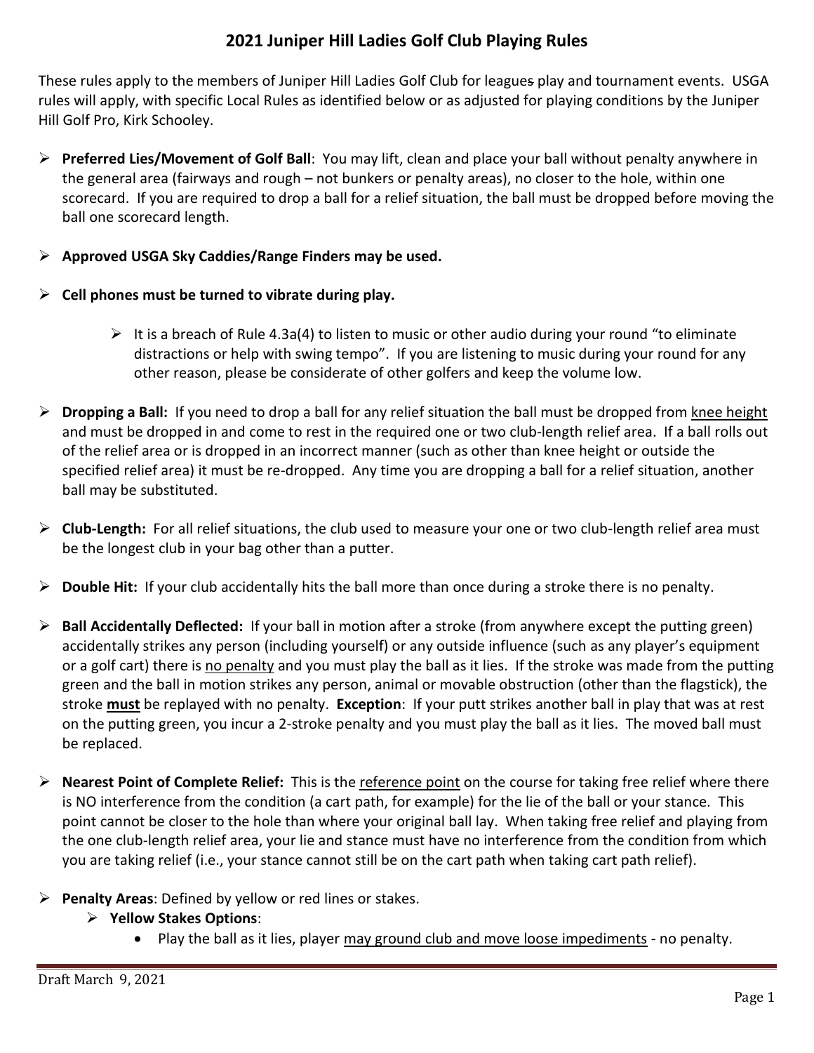# 2021 Juniper Hill Ladies Golf Club Playing Rules

These rules apply to the members of Juniper Hill Ladies Golf Club for leagues play and tournament events. USGA rules will apply, with specific Local Rules as identified below or as adjusted for playing conditions by the Juniper Hill Golf Pro, Kirk Schooley.

- **Preferred Lies/Movement of Golf Ball**: You may lift, clean and place your ball without penalty anywhere in the general area (fairways and rough – not bunkers or penalty areas), no closer to the hole, within one scorecard. If you are required to drop a ball for a relief situation, the ball must be dropped before moving the ball one scorecard length.

- **Approved USGA Sky Caddies/Range Finders may be used.**

- **Cell phones must be turned to vibrate during play.**

    - It is a breach of Rule 4.3a(4) to listen to music or other audio during your round "to eliminate distractions or help with swing tempo". If you are listening to music during your round for any other reason, please be considerate of other golfers and keep the volume low.

- **Dropping a Ball:** If you need to drop a ball for any relief situation the ball must be dropped from <u>knee height</u> and must be dropped in and come to rest in the required one or two club-length relief area. If a ball rolls out of the relief area or is dropped in an incorrect manner (such as other than knee height or outside the specified relief area) it must be re-dropped. Any time you are dropping a ball for a relief situation, another ball may be substituted.

- **Club-Length:** For all relief situations, the club used to measure your one or two club-length relief area must be the longest club in your bag other than a putter.

- **Double Hit:** If your club accidentally hits the ball more than once during a stroke there is no penalty.

- **Ball Accidentally Deflected:** If your ball in motion after a stroke (from anywhere except the putting green) accidentally strikes any person (including yourself) or any outside influence (such as any player's equipment or a golf cart) there is <u>no penalty</u> and you must play the ball as it lies. If the stroke was made from the putting green and the ball in motion strikes any person, animal or movable obstruction (other than the flagstick), the stroke <u>**must**</u> be replayed with no penalty. **Exception**: If your putt strikes another ball in play that was at rest on the putting green, you incur a 2-stroke penalty and you must play the ball as it lies. The moved ball must be replaced.

- **Nearest Point of Complete Relief:** This is the <u>reference point</u> on the course for taking free relief where there is NO interference from the condition (a cart path, for example) for the lie of the ball or your stance. This point cannot be closer to the hole than where your original ball lay. When taking free relief and playing from the one club-length relief area, your lie and stance must have no interference from the condition from which you are taking relief (i.e., your stance cannot still be on the cart path when taking cart path relief).

- **Penalty Areas**: Defined by yellow or red lines or stakes.
    - **Yellow Stakes Options**:
        - Play the ball as it lies, player <u>may ground club and move loose impediments</u> - no penalty.

Draft March 9, 2021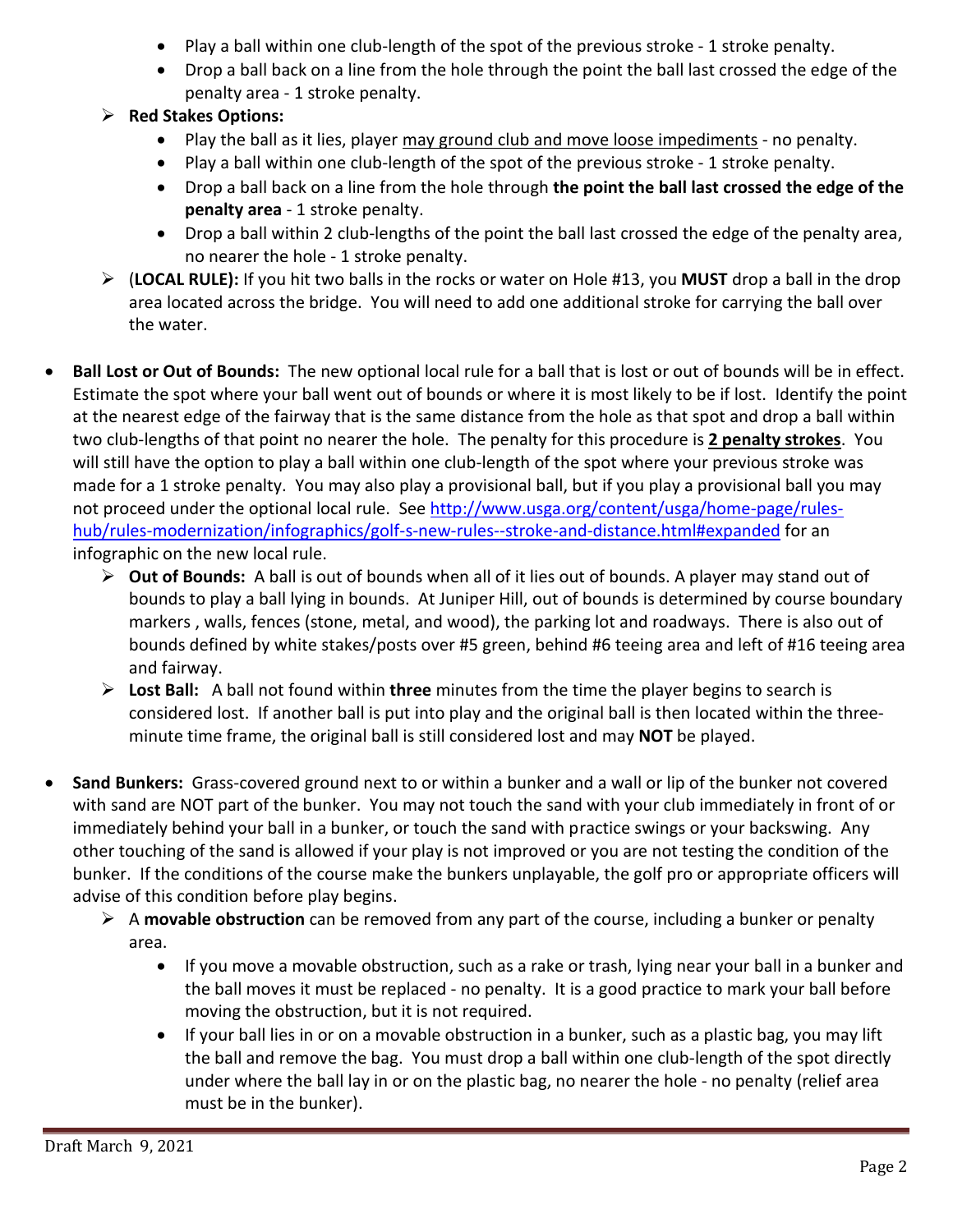- Play a ball within one club-length of the spot of the previous stroke - 1 stroke penalty.
- Drop a ball back on a line from the hole through the point the ball last crossed the edge of the penalty area - 1 stroke penalty.

  - **Red Stakes Options:**
    - Play the ball as it lies, player <u>may ground club and move loose impediments</u> - no penalty.
    - Play a ball within one club-length of the spot of the previous stroke - 1 stroke penalty.
    - Drop a ball back on a line from the hole through **the point the ball last crossed the edge of the penalty area** - 1 stroke penalty.
    - Drop a ball within 2 club-lengths of the point the ball last crossed the edge of the penalty area, no nearer the hole - 1 stroke penalty.
  - (**LOCAL RULE):** If you hit two balls in the rocks or water on Hole #13, you **MUST** drop a ball in the drop area located across the bridge. You will need to add one additional stroke for carrying the ball over the water.

- **Ball Lost or Out of Bounds:** The new optional local rule for a ball that is lost or out of bounds will be in effect. Estimate the spot where your ball went out of bounds or where it is most likely to be if lost. Identify the point at the nearest edge of the fairway that is the same distance from the hole as that spot and drop a ball within two club-lengths of that point no nearer the hole. The penalty for this procedure is **<u>2 penalty strokes</u>**. You will still have the option to play a ball within one club-length of the spot where your previous stroke was made for a 1 stroke penalty. You may also play a provisional ball, but if you play a provisional ball you may not proceed under the optional local rule. See [http://www.usga.org/content/usga/home-page/rules-hub/rules-modernization/infographics/golf-s-new-rules--stroke-and-distance.html#expanded](http://www.usga.org/content/usga/home-page/rules-hub/rules-modernization/infographics/golf-s-new-rules--stroke-and-distance.html#expanded) for an infographic on the new local rule.
  - **Out of Bounds:** A ball is out of bounds when all of it lies out of bounds. A player may stand out of bounds to play a ball lying in bounds. At Juniper Hill, out of bounds is determined by course boundary markers , walls, fences (stone, metal, and wood), the parking lot and roadways. There is also out of bounds defined by white stakes/posts over #5 green, behind #6 teeing area and left of #16 teeing area and fairway.
  - **Lost Ball:** A ball not found within **three** minutes from the time the player begins to search is considered lost. If another ball is put into play and the original ball is then located within the three-minute time frame, the original ball is still considered lost and may **NOT** be played.

- **Sand Bunkers:** Grass-covered ground next to or within a bunker and a wall or lip of the bunker not covered with sand are NOT part of the bunker. You may not touch the sand with your club immediately in front of or immediately behind your ball in a bunker, or touch the sand with practice swings or your backswing. Any other touching of the sand is allowed if your play is not improved or you are not testing the condition of the bunker. If the conditions of the course make the bunkers unplayable, the golf pro or appropriate officers will advise of this condition before play begins.
  - A **movable obstruction** can be removed from any part of the course, including a bunker or penalty area.
    - If you move a movable obstruction, such as a rake or trash, lying near your ball in a bunker and the ball moves it must be replaced - no penalty. It is a good practice to mark your ball before moving the obstruction, but it is not required.
    - If your ball lies in or on a movable obstruction in a bunker, such as a plastic bag, you may lift the ball and remove the bag. You must drop a ball within one club-length of the spot directly under where the ball lay in or on the plastic bag, no nearer the hole - no penalty (relief area must be in the bunker).

Draft March 9, 2021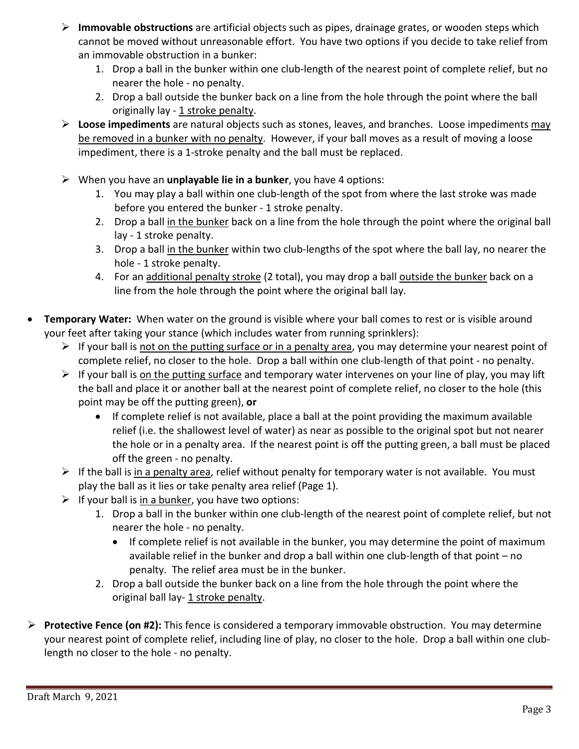- **Immovable obstructions** are artificial objects such as pipes, drainage grates, or wooden steps which cannot be moved without unreasonable effort. You have two options if you decide to take relief from an immovable obstruction in a bunker:
    1. Drop a ball in the bunker within one club-length of the nearest point of complete relief, but no nearer the hole - no penalty.
    2. Drop a ball outside the bunker back on a line from the hole through the point where the ball originally lay - 1 stroke penalty.
- **Loose impediments** are natural objects such as stones, leaves, and branches. Loose impediments may be removed in a bunker with no penalty. However, if your ball moves as a result of moving a loose impediment, there is a 1-stroke penalty and the ball must be replaced.
- When you have an **unplayable lie in a bunker**, you have 4 options:
    1. You may play a ball within one club-length of the spot from where the last stroke was made before you entered the bunker - 1 stroke penalty.
    2. Drop a ball in the bunker back on a line from the hole through the point where the original ball lay - 1 stroke penalty.
    3. Drop a ball in the bunker within two club-lengths of the spot where the ball lay, no nearer the hole - 1 stroke penalty.
    4. For an additional penalty stroke (2 total), you may drop a ball outside the bunker back on a line from the hole through the point where the original ball lay.

- **Temporary Water:** When water on the ground is visible where your ball comes to rest or is visible around your feet after taking your stance (which includes water from running sprinklers):
    - If your ball is not on the putting surface or in a penalty area, you may determine your nearest point of complete relief, no closer to the hole. Drop a ball within one club-length of that point - no penalty.
    - If your ball is on the putting surface and temporary water intervenes on your line of play, you may lift the ball and place it or another ball at the nearest point of complete relief, no closer to the hole (this point may be off the putting green), **or**
        - If complete relief is not available, place a ball at the point providing the maximum available relief (i.e. the shallowest level of water) as near as possible to the original spot but not nearer the hole or in a penalty area. If the nearest point is off the putting green, a ball must be placed off the green - no penalty.
    - If the ball is in a penalty area, relief without penalty for temporary water is not available. You must play the ball as it lies or take penalty area relief (Page 1).
    - If your ball is in a bunker, you have two options:
        1. Drop a ball in the bunker within one club-length of the nearest point of complete relief, but not nearer the hole - no penalty.
            - If complete relief is not available in the bunker, you may determine the point of maximum available relief in the bunker and drop a ball within one club-length of that point – no penalty. The relief area must be in the bunker.
        2. Drop a ball outside the bunker back on a line from the hole through the point where the original ball lay- 1 stroke penalty.

- **Protective Fence (on #2):** This fence is considered a temporary immovable obstruction. You may determine your nearest point of complete relief, including line of play, no closer to the hole. Drop a ball within one club-length no closer to the hole - no penalty.

Draft March 9, 2021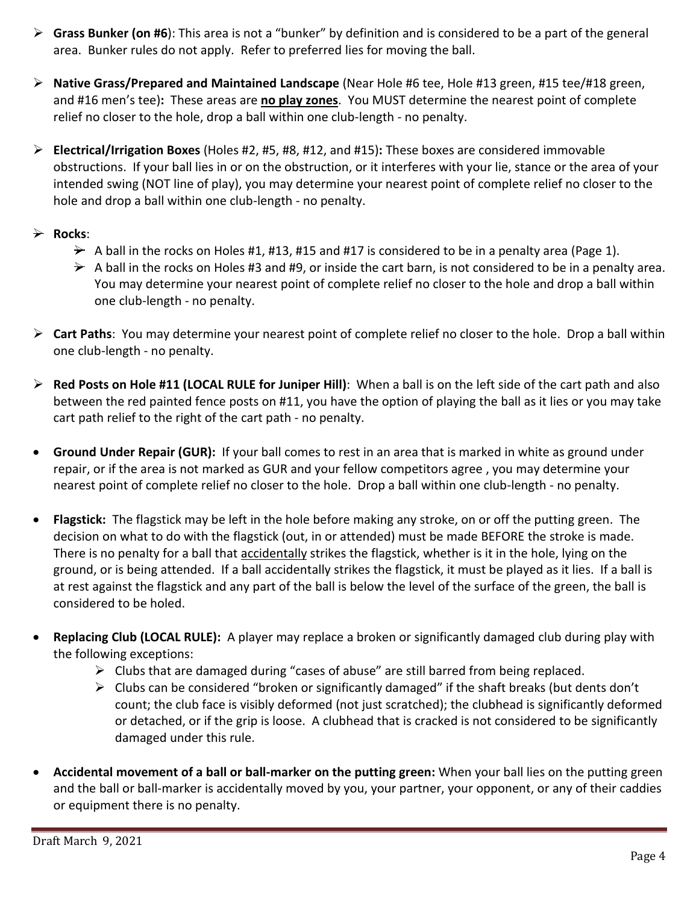- **Grass Bunker (on #6)**: This area is not a "bunker" by definition and is considered to be a part of the general area. Bunker rules do not apply. Refer to preferred lies for moving the ball.

- **Native Grass/Prepared and Maintained Landscape** (Near Hole #6 tee, Hole #13 green, #15 tee/#18 green, and #16 men's tee)**:** These areas are **<u>no play zones</u>**. You MUST determine the nearest point of complete relief no closer to the hole, drop a ball within one club-length - no penalty.

- **Electrical/Irrigation Boxes** (Holes #2, #5, #8, #12, and #15)**:** These boxes are considered immovable obstructions. If your ball lies in or on the obstruction, or it interferes with your lie, stance or the area of your intended swing (NOT line of play), you may determine your nearest point of complete relief no closer to the hole and drop a ball within one club-length - no penalty.

- **Rocks**:
  - A ball in the rocks on Holes #1, #13, #15 and #17 is considered to be in a penalty area (Page 1).
  - A ball in the rocks on Holes #3 and #9, or inside the cart barn, is not considered to be in a penalty area. You may determine your nearest point of complete relief no closer to the hole and drop a ball within one club-length - no penalty.

- **Cart Paths**: You may determine your nearest point of complete relief no closer to the hole. Drop a ball within one club-length - no penalty.

- **Red Posts on Hole #11 (LOCAL RULE for Juniper Hill)**: When a ball is on the left side of the cart path and also between the red painted fence posts on #11, you have the option of playing the ball as it lies or you may take cart path relief to the right of the cart path - no penalty.

- **Ground Under Repair (GUR):** If your ball comes to rest in an area that is marked in white as ground under repair, or if the area is not marked as GUR and your fellow competitors agree , you may determine your nearest point of complete relief no closer to the hole. Drop a ball within one club-length - no penalty.

- **Flagstick:** The flagstick may be left in the hole before making any stroke, on or off the putting green. The decision on what to do with the flagstick (out, in or attended) must be made BEFORE the stroke is made. There is no penalty for a ball that <u>accidentally</u> strikes the flagstick, whether is it in the hole, lying on the ground, or is being attended. If a ball accidentally strikes the flagstick, it must be played as it lies. If a ball is at rest against the flagstick and any part of the ball is below the level of the surface of the green, the ball is considered to be holed.

- **Replacing Club (LOCAL RULE):** A player may replace a broken or significantly damaged club during play with the following exceptions:
  - Clubs that are damaged during "cases of abuse" are still barred from being replaced.
  - Clubs can be considered "broken or significantly damaged" if the shaft breaks (but dents don't count; the club face is visibly deformed (not just scratched); the clubhead is significantly deformed or detached, or if the grip is loose. A clubhead that is cracked is not considered to be significantly damaged under this rule.

- **Accidental movement of a ball or ball-marker on the putting green:** When your ball lies on the putting green and the ball or ball-marker is accidentally moved by you, your partner, your opponent, or any of their caddies or equipment there is no penalty.

Draft March 9, 2021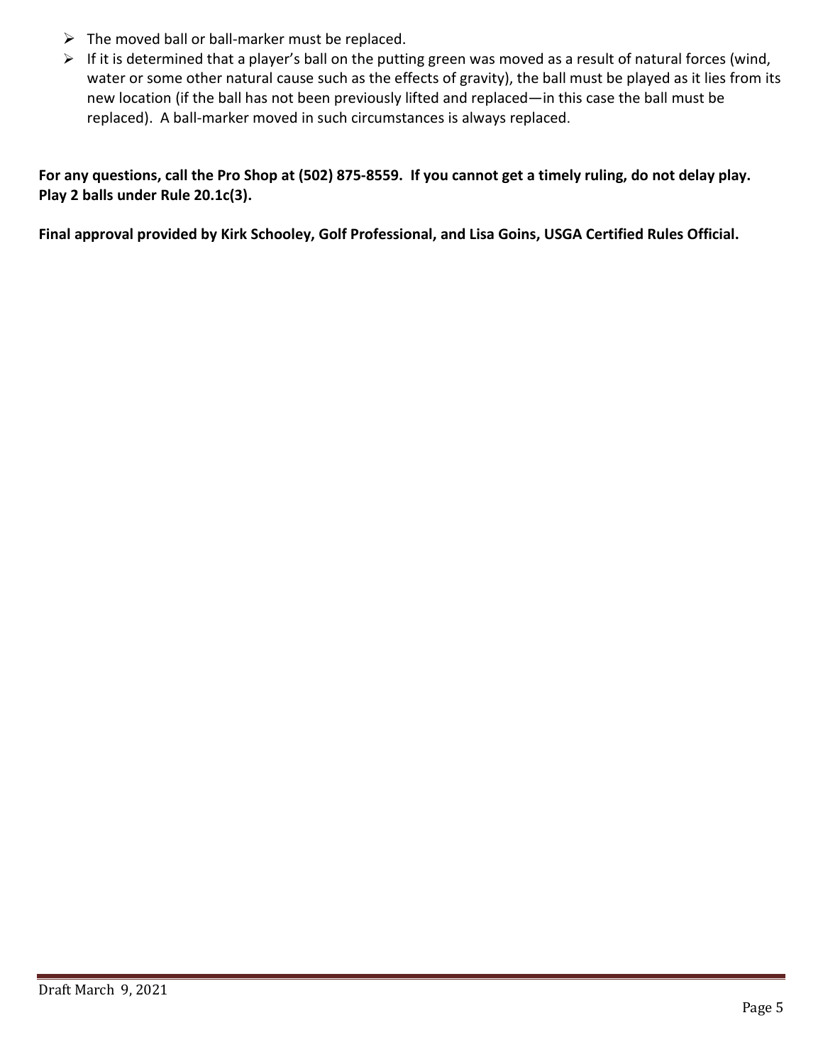- The moved ball or ball-marker must be replaced.
- If it is determined that a player's ball on the putting green was moved as a result of natural forces (wind, water or some other natural cause such as the effects of gravity), the ball must be played as it lies from its new location (if the ball has not been previously lifted and replaced—in this case the ball must be replaced). A ball-marker moved in such circumstances is always replaced.

**For any questions, call the Pro Shop at (502) 875-8559. If you cannot get a timely ruling, do not delay play. Play 2 balls under Rule 20.1c(3).**

**Final approval provided by Kirk Schooley, Golf Professional, and Lisa Goins, USGA Certified Rules Official.**

Draft March 9, 2021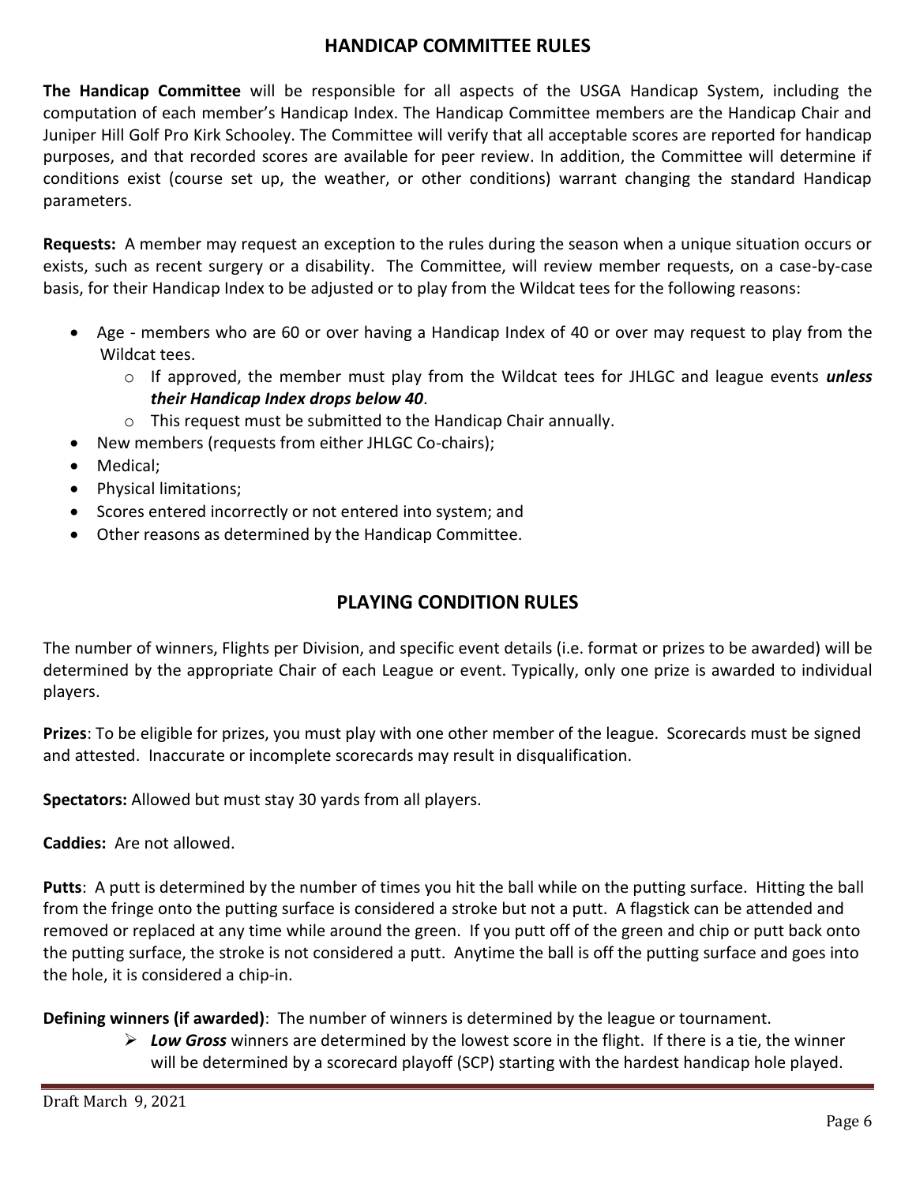## HANDICAP COMMITTEE RULES

**The Handicap Committee** will be responsible for all aspects of the USGA Handicap System, including the computation of each member's Handicap Index. The Handicap Committee members are the Handicap Chair and Juniper Hill Golf Pro Kirk Schooley. The Committee will verify that all acceptable scores are reported for handicap purposes, and that recorded scores are available for peer review. In addition, the Committee will determine if conditions exist (course set up, the weather, or other conditions) warrant changing the standard Handicap parameters.

**Requests:** A member may request an exception to the rules during the season when a unique situation occurs or exists, such as recent surgery or a disability. The Committee, will review member requests, on a case-by-case basis, for their Handicap Index to be adjusted or to play from the Wildcat tees for the following reasons:

- Age - members who are 60 or over having a Handicap Index of 40 or over may request to play from the Wildcat tees.
  - If approved, the member must play from the Wildcat tees for JHLGC and league events ***unless their Handicap Index drops below 40***.
  - This request must be submitted to the Handicap Chair annually.
- New members (requests from either JHLGC Co-chairs);
- Medical;
- Physical limitations;
- Scores entered incorrectly or not entered into system; and
- Other reasons as determined by the Handicap Committee.

## PLAYING CONDITION RULES

The number of winners, Flights per Division, and specific event details (i.e. format or prizes to be awarded) will be determined by the appropriate Chair of each League or event. Typically, only one prize is awarded to individual players.

**Prizes**: To be eligible for prizes, you must play with one other member of the league. Scorecards must be signed and attested. Inaccurate or incomplete scorecards may result in disqualification.

**Spectators:** Allowed but must stay 30 yards from all players.

**Caddies:** Are not allowed.

**Putts**: A putt is determined by the number of times you hit the ball while on the putting surface. Hitting the ball from the fringe onto the putting surface is considered a stroke but not a putt. A flagstick can be attended and removed or replaced at any time while around the green. If you putt off of the green and chip or putt back onto the putting surface, the stroke is not considered a putt. Anytime the ball is off the putting surface and goes into the hole, it is considered a chip-in.

**Defining winners (if awarded)**: The number of winners is determined by the league or tournament.

- ***Low Gross*** winners are determined by the lowest score in the flight. If there is a tie, the winner will be determined by a scorecard playoff (SCP) starting with the hardest handicap hole played.

Draft March 9, 2021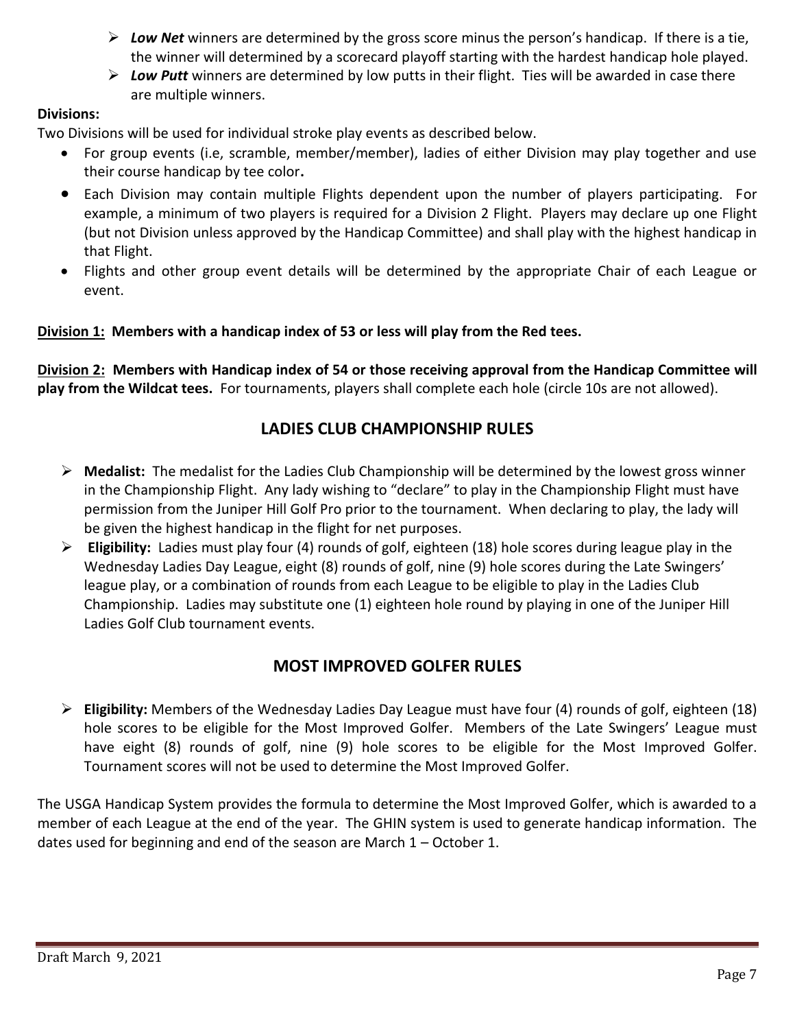- ***Low Net*** winners are determined by the gross score minus the person's handicap. If there is a tie, the winner will determined by a scorecard playoff starting with the hardest handicap hole played.
- ***Low Putt*** winners are determined by low putts in their flight. Ties will be awarded in case there are multiple winners.

**Divisions:**

Two Divisions will be used for individual stroke play events as described below.

- For group events (i.e, scramble, member/member), ladies of either Division may play together and use their course handicap by tee color**.**
- Each Division may contain multiple Flights dependent upon the number of players participating. For example, a minimum of two players is required for a Division 2 Flight. Players may declare up one Flight (but not Division unless approved by the Handicap Committee) and shall play with the highest handicap in that Flight.
- Flights and other group event details will be determined by the appropriate Chair of each League or event.

**Division 1: Members with a handicap index of 53 or less will play from the Red tees.**

**Division 2: Members with Handicap index of 54 or those receiving approval from the Handicap Committee will play from the Wildcat tees.** For tournaments, players shall complete each hole (circle 10s are not allowed).

## LADIES CLUB CHAMPIONSHIP RULES

- **Medalist:** The medalist for the Ladies Club Championship will be determined by the lowest gross winner in the Championship Flight. Any lady wishing to "declare" to play in the Championship Flight must have permission from the Juniper Hill Golf Pro prior to the tournament. When declaring to play, the lady will be given the highest handicap in the flight for net purposes.
- **Eligibility:** Ladies must play four (4) rounds of golf, eighteen (18) hole scores during league play in the Wednesday Ladies Day League, eight (8) rounds of golf, nine (9) hole scores during the Late Swingers' league play, or a combination of rounds from each League to be eligible to play in the Ladies Club Championship. Ladies may substitute one (1) eighteen hole round by playing in one of the Juniper Hill Ladies Golf Club tournament events.

## MOST IMPROVED GOLFER RULES

- **Eligibility:** Members of the Wednesday Ladies Day League must have four (4) rounds of golf, eighteen (18) hole scores to be eligible for the Most Improved Golfer. Members of the Late Swingers' League must have eight (8) rounds of golf, nine (9) hole scores to be eligible for the Most Improved Golfer. Tournament scores will not be used to determine the Most Improved Golfer.

The USGA Handicap System provides the formula to determine the Most Improved Golfer, which is awarded to a member of each League at the end of the year. The GHIN system is used to generate handicap information. The dates used for beginning and end of the season are March 1 – October 1.

Draft March 9, 2021